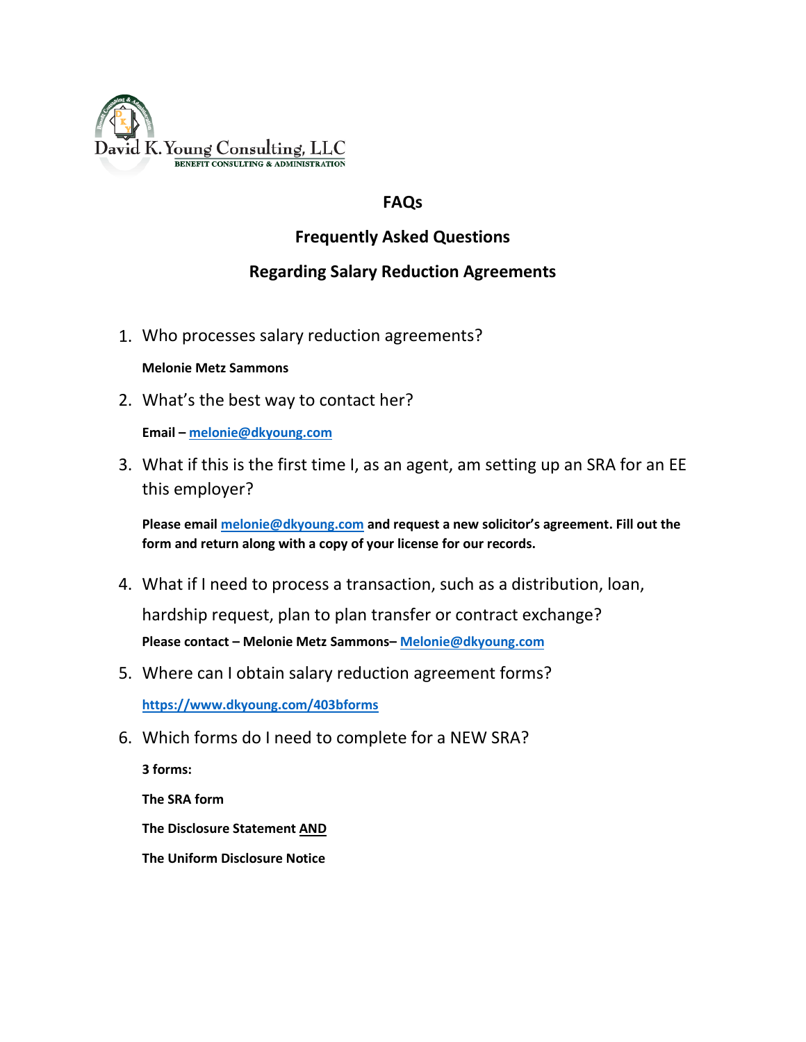David K. Young Consulting, LLC
BENEFIT CONSULTING & ADMINISTRATION

# FAQs

## Frequently Asked Questions

## Regarding Salary Reduction Agreements

1. Who processes salary reduction agreements?

   **Melonie Metz Sammons**

2. What's the best way to contact her?

   **Email – melonie@dkyoung.com**

3. What if this is the first time I, as an agent, am setting up an SRA for an EE this employer?

   **Please email melonie@dkyoung.com and request a new solicitor's agreement. Fill out the form and return along with a copy of your license for our records.**

4. What if I need to process a transaction, such as a distribution, loan, hardship request, plan to plan transfer or contract exchange?

   **Please contact – Melonie Metz Sammons– Melonie@dkyoung.com**

5. Where can I obtain salary reduction agreement forms?

   **https://www.dkyoung.com/403bforms**

6. Which forms do I need to complete for a NEW SRA?

   **3 forms:**

   **The SRA form**

   **The Disclosure Statement AND**

   **The Uniform Disclosure Notice**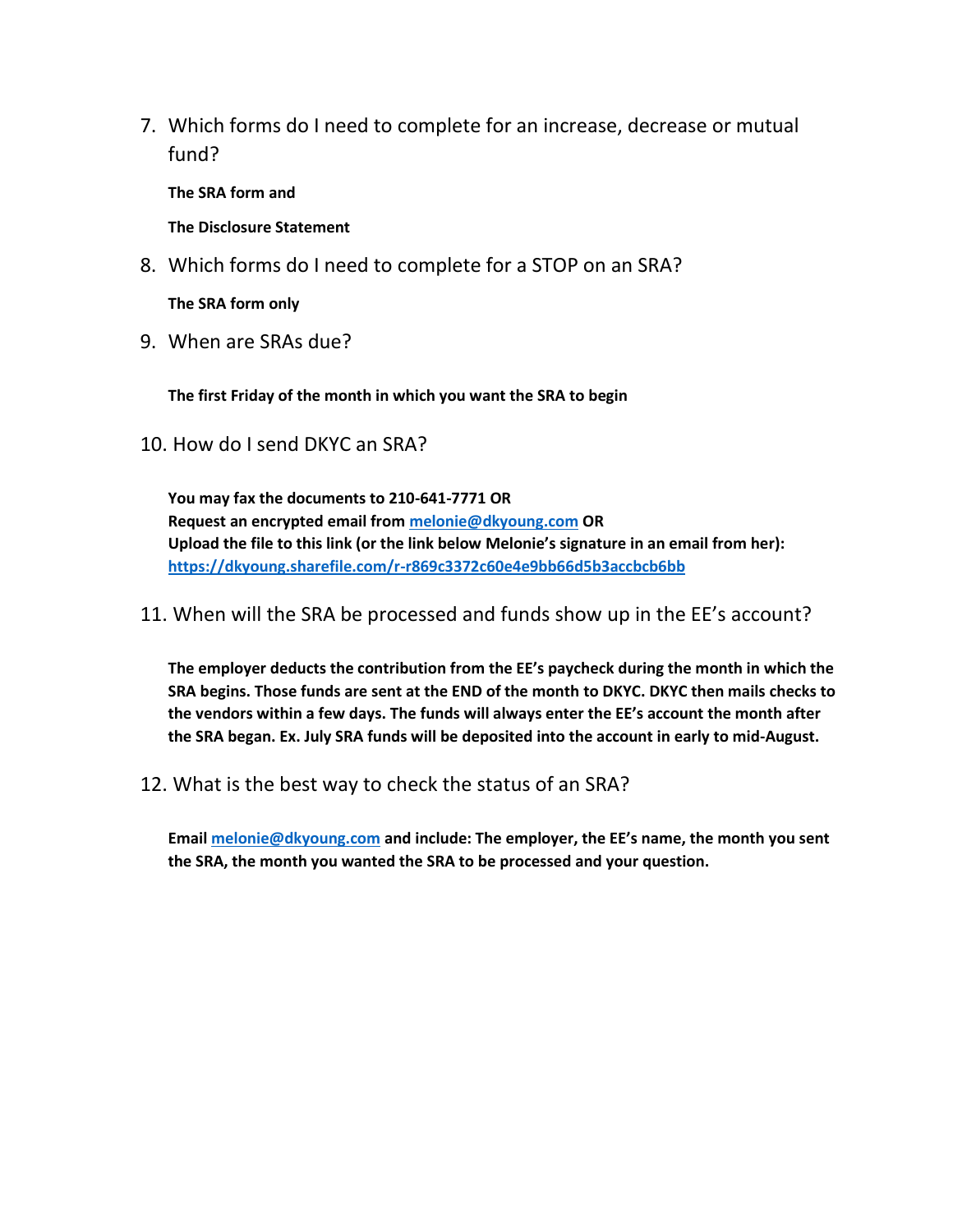7. Which forms do I need to complete for an increase, decrease or mutual fund?

   **The SRA form and**

   **The Disclosure Statement**

8. Which forms do I need to complete for a STOP on an SRA?

   **The SRA form only**

9. When are SRAs due?

   **The first Friday of the month in which you want the SRA to begin**

10. How do I send DKYC an SRA?

    **You may fax the documents to 210-641-7771 OR**
    **Request an encrypted email from [melonie@dkyoung.com](mailto:melonie@dkyoung.com) OR**
    **Upload the file to this link (or the link below Melonie's signature in an email from her):**
    **[https://dkyoung.sharefile.com/r-r869c3372c60e4e9bb66d5b3accbcb6bb](https://dkyoung.sharefile.com/r-r869c3372c60e4e9bb66d5b3accbcb6bb)**

11. When will the SRA be processed and funds show up in the EE's account?

    **The employer deducts the contribution from the EE's paycheck during the month in which the SRA begins. Those funds are sent at the END of the month to DKYC. DKYC then mails checks to the vendors within a few days. The funds will always enter the EE's account the month after the SRA began. Ex. July SRA funds will be deposited into the account in early to mid-August.**

12. What is the best way to check the status of an SRA?

    **Email [melonie@dkyoung.com](mailto:melonie@dkyoung.com) and include: The employer, the EE's name, the month you sent the SRA, the month you wanted the SRA to be processed and your question.**